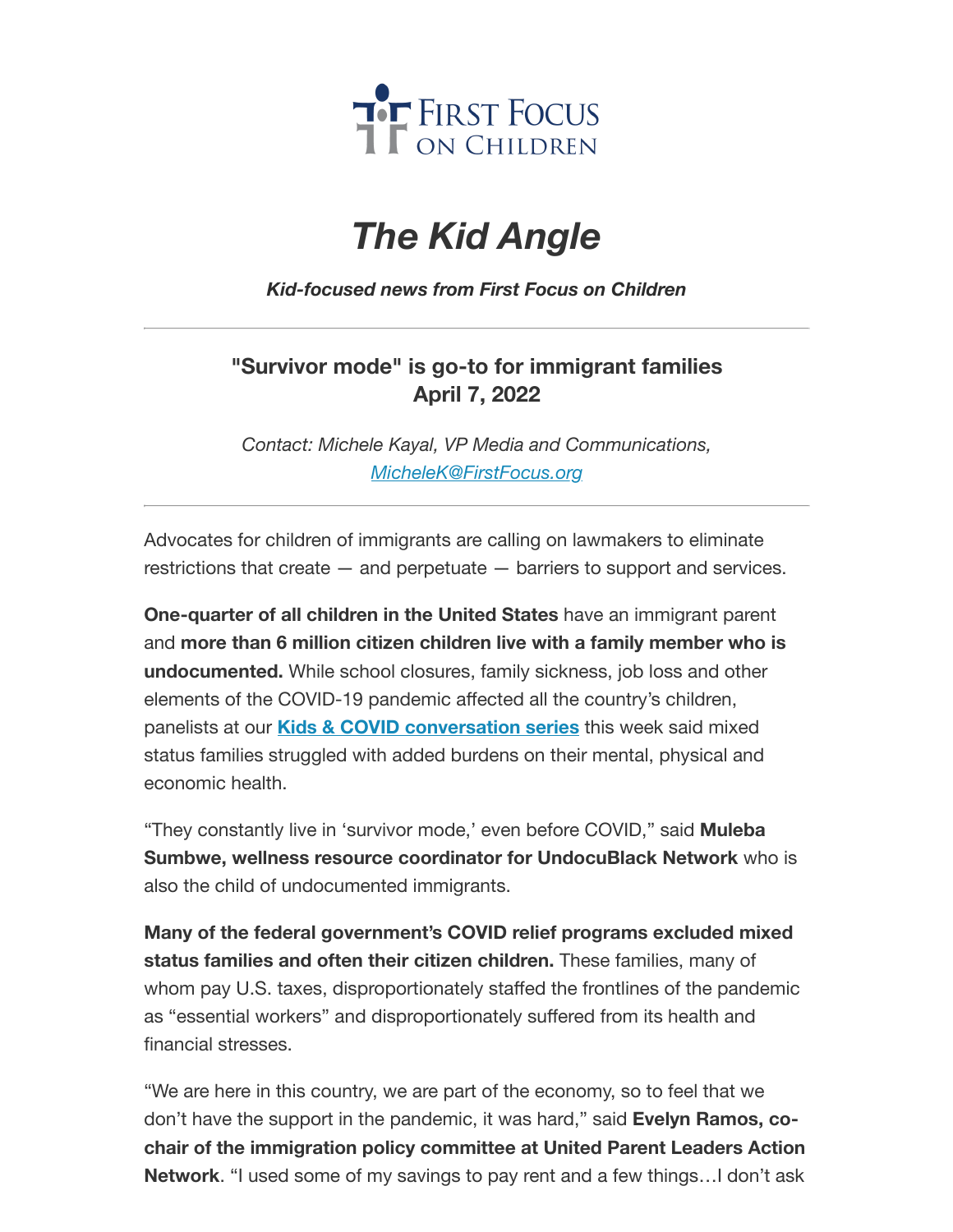First Focus on Children

# *The Kid Angle*

***Kid-focused news from First Focus on Children***

---

### "Survivor mode" is go-to for immigrant families
### April 7, 2022

*Contact: Michele Kayal, VP Media and Communications, MicheleK@FirstFocus.org*

---

Advocates for children of immigrants are calling on lawmakers to eliminate restrictions that create — and perpetuate — barriers to support and services.

**One-quarter of all children in the United States** have an immigrant parent and **more than 6 million citizen children live with a family member who is undocumented.** While school closures, family sickness, job loss and other elements of the COVID-19 pandemic affected all the country's children, panelists at our **Kids & COVID conversation series** this week said mixed status families struggled with added burdens on their mental, physical and economic health.

"They constantly live in 'survivor mode,' even before COVID," said **Muleba Sumbwe, wellness resource coordinator for UndocuBlack Network** who is also the child of undocumented immigrants.

**Many of the federal government's COVID relief programs excluded mixed status families and often their citizen children.** These families, many of whom pay U.S. taxes, disproportionately staffed the frontlines of the pandemic as "essential workers" and disproportionately suffered from its health and financial stresses.

"We are here in this country, we are part of the economy, so to feel that we don't have the support in the pandemic, it was hard," said **Evelyn Ramos, co-chair of the immigration policy committee at United Parent Leaders Action Network**. "I used some of my savings to pay rent and a few things…I don't ask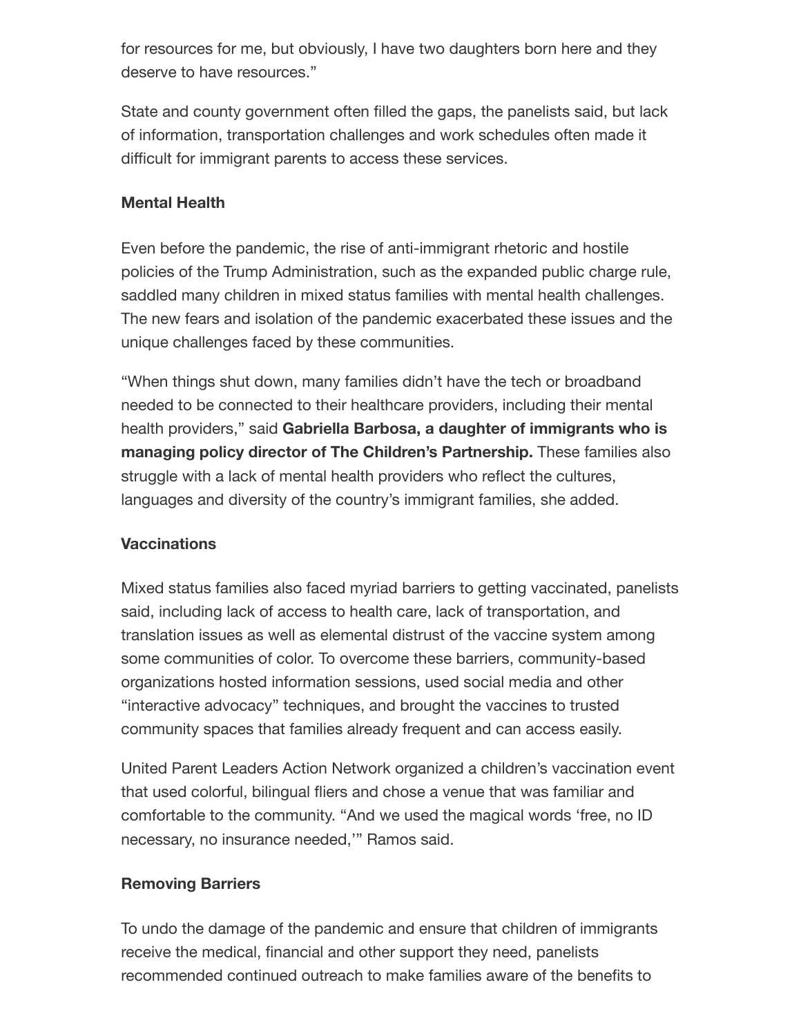for resources for me, but obviously, I have two daughters born here and they deserve to have resources."

State and county government often filled the gaps, the panelists said, but lack of information, transportation challenges and work schedules often made it difficult for immigrant parents to access these services.

**Mental Health**

Even before the pandemic, the rise of anti-immigrant rhetoric and hostile policies of the Trump Administration, such as the expanded public charge rule, saddled many children in mixed status families with mental health challenges. The new fears and isolation of the pandemic exacerbated these issues and the unique challenges faced by these communities.

"When things shut down, many families didn't have the tech or broadband needed to be connected to their healthcare providers, including their mental health providers," said **Gabriella Barbosa, a daughter of immigrants who is managing policy director of The Children's Partnership.** These families also struggle with a lack of mental health providers who reflect the cultures, languages and diversity of the country's immigrant families, she added.

**Vaccinations**

Mixed status families also faced myriad barriers to getting vaccinated, panelists said, including lack of access to health care, lack of transportation, and translation issues as well as elemental distrust of the vaccine system among some communities of color. To overcome these barriers, community-based organizations hosted information sessions, used social media and other "interactive advocacy" techniques, and brought the vaccines to trusted community spaces that families already frequent and can access easily.

United Parent Leaders Action Network organized a children's vaccination event that used colorful, bilingual fliers and chose a venue that was familiar and comfortable to the community. "And we used the magical words 'free, no ID necessary, no insurance needed,'" Ramos said.

**Removing Barriers**

To undo the damage of the pandemic and ensure that children of immigrants receive the medical, financial and other support they need, panelists recommended continued outreach to make families aware of the benefits to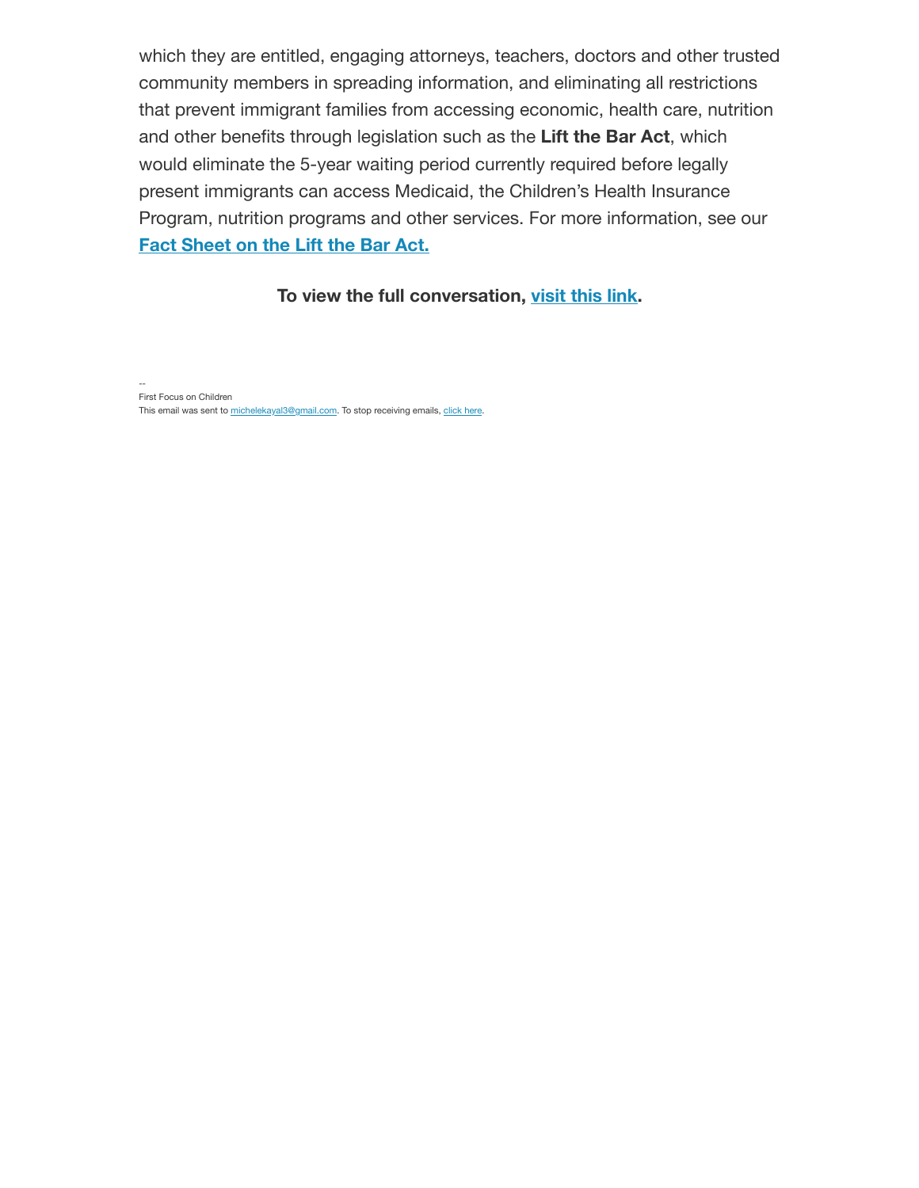which they are entitled, engaging attorneys, teachers, doctors and other trusted community members in spreading information, and eliminating all restrictions that prevent immigrant families from accessing economic, health care, nutrition and other benefits through legislation such as the **Lift the Bar Act**, which would eliminate the 5-year waiting period currently required before legally present immigrants can access Medicaid, the Children's Health Insurance Program, nutrition programs and other services. For more information, see our **Fact Sheet on the Lift the Bar Act.**

**To view the full conversation, visit this link.**

--
First Focus on Children
This email was sent to michelekayal3@gmail.com. To stop receiving emails, click here.